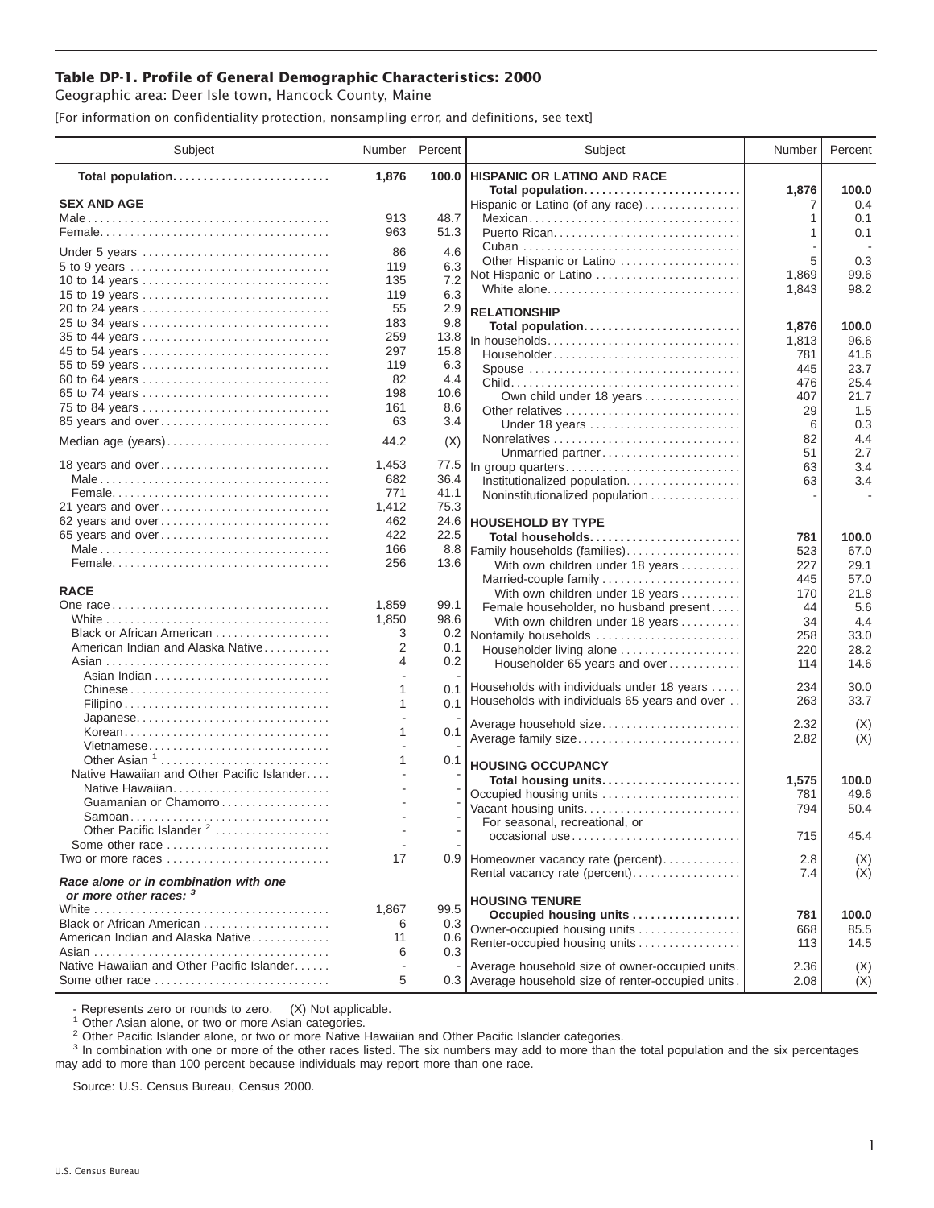## Table DP-1. Profile of General Demographic Characteristics: 2000

Geographic area: Deer Isle town, Hancock County, Maine

[For information on confidentiality protection, nonsampling error, and definitions, see text]

| Subject | Number | Percent |
|---|---|---|
| **Total population** | **1,876** | **100.0** |
| **SEX AND AGE** | | |
| Male | 913 | 48.7 |
| Female | 963 | 51.3 |
| Under 5 years | 86 | 4.6 |
| 5 to 9 years | 119 | 6.3 |
| 10 to 14 years | 135 | 7.2 |
| 15 to 19 years | 119 | 6.3 |
| 20 to 24 years | 55 | 2.9 |
| 25 to 34 years | 183 | 9.8 |
| 35 to 44 years | 259 | 13.8 |
| 45 to 54 years | 297 | 15.8 |
| 55 to 59 years | 119 | 6.3 |
| 60 to 64 years | 82 | 4.4 |
| 65 to 74 years | 198 | 10.6 |
| 75 to 84 years | 161 | 8.6 |
| 85 years and over | 63 | 3.4 |
| Median age (years) | 44.2 | (X) |
| 18 years and over | 1,453 | 77.5 |
| Male | 682 | 36.4 |
| Female | 771 | 41.1 |
| 21 years and over | 1,412 | 75.3 |
| 62 years and over | 462 | 24.6 |
| 65 years and over | 422 | 22.5 |
| Male | 166 | 8.8 |
| Female | 256 | 13.6 |
| **RACE** | | |
| One race | 1,859 | 99.1 |
| White | 1,850 | 98.6 |
| Black or African American | 3 | 0.2 |
| American Indian and Alaska Native | 2 | 0.1 |
| Asian | 4 | 0.2 |
| Asian Indian | - | - |
| Chinese | 1 | 0.1 |
| Filipino | 1 | 0.1 |
| Japanese | - | - |
| Korean | 1 | 0.1 |
| Vietnamese | - | - |
| Other Asian [1] | 1 | 0.1 |
| Native Hawaiian and Other Pacific Islander | - | - |
| Native Hawaiian | - | - |
| Guamanian or Chamorro | - | - |
| Samoan | - | - |
| Other Pacific Islander [2] | - | - |
| Some other race | - | - |
| Two or more races | 17 | 0.9 |
| ***Race alone or in combination with one or more other races:*** [3] | | |
| White | 1,867 | 99.5 |
| Black or African American | 6 | 0.3 |
| American Indian and Alaska Native | 11 | 0.6 |
| Asian | 6 | 0.3 |
| Native Hawaiian and Other Pacific Islander | - | - |
| Some other race | 5 | 0.3 |
| **HISPANIC OR LATINO AND RACE** | | |
| **Total population** | **1,876** | **100.0** |
| Hispanic or Latino (of any race) | 7 | 0.4 |
| Mexican | 1 | 0.1 |
| Puerto Rican | 1 | 0.1 |
| Cuban | - | - |
| Other Hispanic or Latino | 5 | 0.3 |
| Not Hispanic or Latino | 1,869 | 99.6 |
| White alone | 1,843 | 98.2 |
| **RELATIONSHIP** | | |
| **Total population** | **1,876** | **100.0** |
| In households | 1,813 | 96.6 |
| Householder | 781 | 41.6 |
| Spouse | 445 | 23.7 |
| Child | 476 | 25.4 |
| Own child under 18 years | 407 | 21.7 |
| Other relatives | 29 | 1.5 |
| Under 18 years | 6 | 0.3 |
| Nonrelatives | 82 | 4.4 |
| Unmarried partner | 51 | 2.7 |
| In group quarters | 63 | 3.4 |
| Institutionalized population | 63 | 3.4 |
| Noninstitutionalized population | - | - |
| **HOUSEHOLD BY TYPE** | | |
| **Total households** | **781** | **100.0** |
| Family households (families) | 523 | 67.0 |
| With own children under 18 years | 227 | 29.1 |
| Married-couple family | 445 | 57.0 |
| With own children under 18 years | 170 | 21.8 |
| Female householder, no husband present | 44 | 5.6 |
| With own children under 18 years | 34 | 4.4 |
| Nonfamily households | 258 | 33.0 |
| Householder living alone | 220 | 28.2 |
| Householder 65 years and over | 114 | 14.6 |
| Households with individuals under 18 years | 234 | 30.0 |
| Households with individuals 65 years and over | 263 | 33.7 |
| Average household size | 2.32 | (X) |
| Average family size | 2.82 | (X) |
| **HOUSING OCCUPANCY** | | |
| **Total housing units** | **1,575** | **100.0** |
| Occupied housing units | 781 | 49.6 |
| Vacant housing units | 794 | 50.4 |
| For seasonal, recreational, or occasional use | 715 | 45.4 |
| Homeowner vacancy rate (percent) | 2.8 | (X) |
| Rental vacancy rate (percent) | 7.4 | (X) |
| **HOUSING TENURE** | | |
| **Occupied housing units** | **781** | **100.0** |
| Owner-occupied housing units | 668 | 85.5 |
| Renter-occupied housing units | 113 | 14.5 |
| Average household size of owner-occupied units | 2.36 | (X) |
| Average household size of renter-occupied units | 2.08 | (X) |

- Represents zero or rounds to zero. (X) Not applicable.

[1] Other Asian alone, or two or more Asian categories.

[2] Other Pacific Islander alone, or two or more Native Hawaiian and Other Pacific Islander categories.

[3] In combination with one or more of the other races listed. The six numbers may add to more than the total population and the six percentages may add to more than 100 percent because individuals may report more than one race.

Source: U.S. Census Bureau, Census 2000.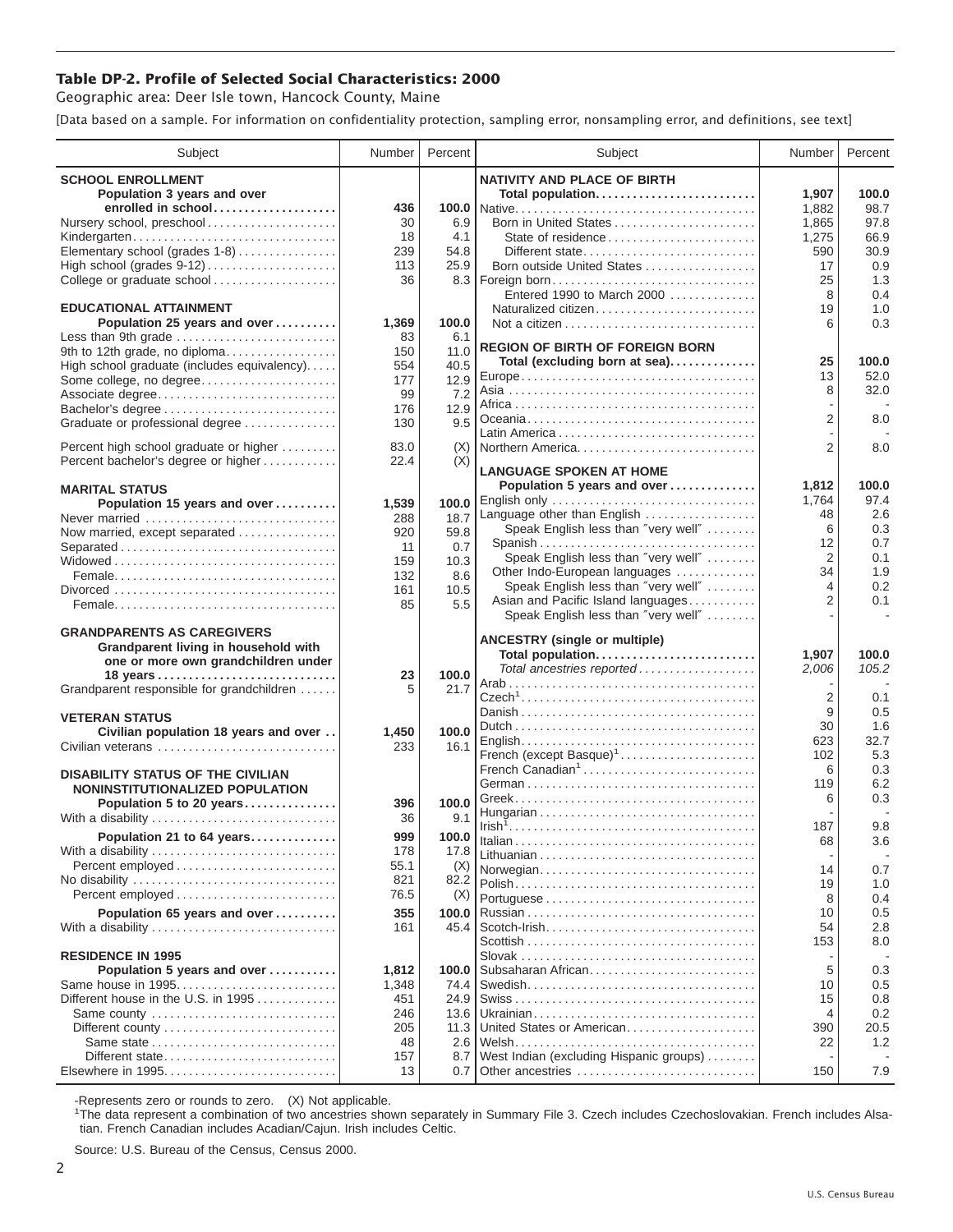## Table DP-2. Profile of Selected Social Characteristics: 2000

Geographic area: Deer Isle town, Hancock County, Maine

[Data based on a sample. For information on confidentiality protection, sampling error, nonsampling error, and definitions, see text]

| Subject | Number | Percent |
|---|---|---|
| **SCHOOL ENROLLMENT** | | |
| **Population 3 years and over enrolled in school** | **436** | **100.0** |
| Nursery school, preschool | 30 | 6.9 |
| Kindergarten | 18 | 4.1 |
| Elementary school (grades 1-8) | 239 | 54.8 |
| High school (grades 9-12) | 113 | 25.9 |
| College or graduate school | 36 | 8.3 |
| **EDUCATIONAL ATTAINMENT** | | |
| **Population 25 years and over** | **1,369** | **100.0** |
| Less than 9th grade | 83 | 6.1 |
| 9th to 12th grade, no diploma | 150 | 11.0 |
| High school graduate (includes equivalency) | 554 | 40.5 |
| Some college, no degree | 177 | 12.9 |
| Associate degree | 99 | 7.2 |
| Bachelor's degree | 176 | 12.9 |
| Graduate or professional degree | 130 | 9.5 |
| Percent high school graduate or higher | 83.0 | (X) |
| Percent bachelor's degree or higher | 22.4 | (X) |
| **MARITAL STATUS** | | |
| **Population 15 years and over** | **1,539** | **100.0** |
| Never married | 288 | 18.7 |
| Now married, except separated | 920 | 59.8 |
| Separated | 11 | 0.7 |
| Widowed | 159 | 10.3 |
| Female | 132 | 8.6 |
| Divorced | 161 | 10.5 |
| Female | 85 | 5.5 |
| **GRANDPARENTS AS CAREGIVERS** | | |
| **Grandparent living in household with one or more own grandchildren under 18 years** | **23** | **100.0** |
| Grandparent responsible for grandchildren | 5 | 21.7 |
| **VETERAN STATUS** | | |
| **Civilian population 18 years and over** | **1,450** | **100.0** |
| Civilian veterans | 233 | 16.1 |
| **DISABILITY STATUS OF THE CIVILIAN NONINSTITUTIONALIZED POPULATION** | | |
| **Population 5 to 20 years** | **396** | **100.0** |
| With a disability | 36 | 9.1 |
| **Population 21 to 64 years** | **999** | **100.0** |
| With a disability | 178 | 17.8 |
| Percent employed | 55.1 | (X) |
| No disability | 821 | 82.2 |
| Percent employed | 76.5 | (X) |
| **Population 65 years and over** | **355** | **100.0** |
| With a disability | 161 | 45.4 |
| **RESIDENCE IN 1995** | | |
| **Population 5 years and over** | **1,812** | **100.0** |
| Same house in 1995 | 1,348 | 74.4 |
| Different house in the U.S. in 1995 | 451 | 24.9 |
| Same county | 246 | 13.6 |
| Different county | 205 | 11.3 |
| Same state | 48 | 2.6 |
| Different state | 157 | 8.7 |
| Elsewhere in 1995 | 13 | 0.7 |

| Subject | Number | Percent |
|---|---|---|
| **NATIVITY AND PLACE OF BIRTH** | | |
| **Total population** | **1,907** | **100.0** |
| Native | 1,882 | 98.7 |
| Born in United States | 1,865 | 97.8 |
| State of residence | 1,275 | 66.9 |
| Different state | 590 | 30.9 |
| Born outside United States | 17 | 0.9 |
| Foreign born | 25 | 1.3 |
| Entered 1990 to March 2000 | 8 | 0.4 |
| Naturalized citizen | 19 | 1.0 |
| Not a citizen | 6 | 0.3 |
| **REGION OF BIRTH OF FOREIGN BORN** | | |
| **Total (excluding born at sea)** | **25** | **100.0** |
| Europe | 13 | 52.0 |
| Asia | 8 | 32.0 |
| Africa | - | - |
| Oceania | 2 | 8.0 |
| Latin America | - | - |
| Northern America | 2 | 8.0 |
| **LANGUAGE SPOKEN AT HOME** | | |
| **Population 5 years and over** | **1,812** | **100.0** |
| English only | 1,764 | 97.4 |
| Language other than English | 48 | 2.6 |
| Speak English less than "very well" | 6 | 0.3 |
| Spanish | 12 | 0.7 |
| Speak English less than "very well" | 2 | 0.1 |
| Other Indo-European languages | 34 | 1.9 |
| Speak English less than "very well" | 4 | 0.2 |
| Asian and Pacific Island languages | 2 | 0.1 |
| Speak English less than "very well" | - | - |
| **ANCESTRY (single or multiple)** | | |
| **Total population** | **1,907** | **100.0** |
| *Total ancestries reported* | *2,006* | *105.2* |
| Arab | - | - |
| Czech[1] | 2 | 0.1 |
| Danish | 9 | 0.5 |
| Dutch | 30 | 1.6 |
| English | 623 | 32.7 |
| French (except Basque)[1] | 102 | 5.3 |
| French Canadian[1] | 6 | 0.3 |
| German | 119 | 6.2 |
| Greek | 6 | 0.3 |
| Hungarian | - | - |
| Irish[1] | 187 | 9.8 |
| Italian | 68 | 3.6 |
| Lithuanian | - | - |
| Norwegian | 14 | 0.7 |
| Polish | 19 | 1.0 |
| Portuguese | 8 | 0.4 |
| Russian | 10 | 0.5 |
| Scotch-Irish | 54 | 2.8 |
| Scottish | 153 | 8.0 |
| Slovak | - | - |
| Subsaharan African | 5 | 0.3 |
| Swedish | 10 | 0.5 |
| Swiss | 15 | 0.8 |
| Ukrainian | 4 | 0.2 |
| United States or American | 390 | 20.5 |
| Welsh | 22 | 1.2 |
| West Indian (excluding Hispanic groups) | - | - |
| Other ancestries | 150 | 7.9 |

-Represents zero or rounds to zero. (X) Not applicable.

[1]The data represent a combination of two ancestries shown separately in Summary File 3. Czech includes Czechoslovakian. French includes Alsatian. French Canadian includes Acadian/Cajun. Irish includes Celtic.

Source: U.S. Bureau of the Census, Census 2000.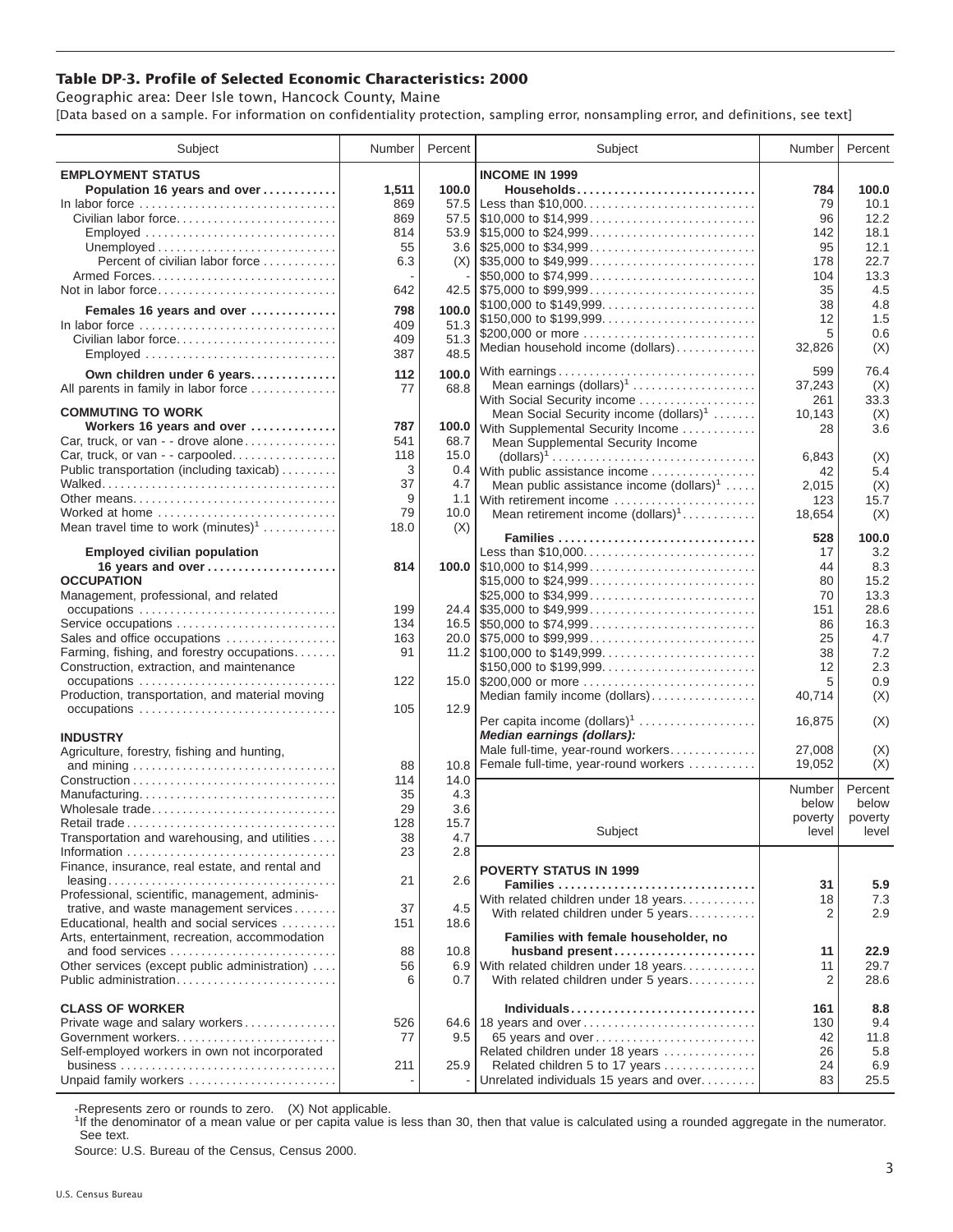## Table DP-3. Profile of Selected Economic Characteristics: 2000

Geographic area: Deer Isle town, Hancock County, Maine

[Data based on a sample. For information on confidentiality protection, sampling error, nonsampling error, and definitions, see text]

| Subject | Number | Percent |
|---|---|---|
| **EMPLOYMENT STATUS** | | |
| **Population 16 years and over** | **1,511** | **100.0** |
| In labor force | 869 | 57.5 |
| Civilian labor force | 869 | 57.5 |
| Employed | 814 | 53.9 |
| Unemployed | 55 | 3.6 |
| Percent of civilian labor force | 6.3 | (X) |
| Armed Forces | - | - |
| Not in labor force | 642 | 42.5 |
| **Females 16 years and over** | **798** | **100.0** |
| In labor force | 409 | 51.3 |
| Civilian labor force | 409 | 51.3 |
| Employed | 387 | 48.5 |
| **Own children under 6 years** | **112** | **100.0** |
| All parents in family in labor force | 77 | 68.8 |
| **COMMUTING TO WORK** | | |
| **Workers 16 years and over** | **787** | **100.0** |
| Car, truck, or van - - drove alone | 541 | 68.7 |
| Car, truck, or van - - carpooled | 118 | 15.0 |
| Public transportation (including taxicab) | 3 | 0.4 |
| Walked | 37 | 4.7 |
| Other means | 9 | 1.1 |
| Worked at home | 79 | 10.0 |
| Mean travel time to work (minutes)[1] | 18.0 | (X) |
| **Employed civilian population 16 years and over** | **814** | **100.0** |
| **OCCUPATION** | | |
| Management, professional, and related occupations | 199 | 24.4 |
| Service occupations | 134 | 16.5 |
| Sales and office occupations | 163 | 20.0 |
| Farming, fishing, and forestry occupations | 91 | 11.2 |
| Construction, extraction, and maintenance occupations | 122 | 15.0 |
| Production, transportation, and material moving occupations | 105 | 12.9 |
| **INDUSTRY** | | |
| Agriculture, forestry, fishing and hunting, and mining | 88 | 10.8 |
| Construction | 114 | 14.0 |
| Manufacturing | 35 | 4.3 |
| Wholesale trade | 29 | 3.6 |
| Retail trade | 128 | 15.7 |
| Transportation and warehousing, and utilities | 38 | 4.7 |
| Information | 23 | 2.8 |
| Finance, insurance, real estate, and rental and leasing | 21 | 2.6 |
| Professional, scientific, management, administrative, and waste management services | 37 | 4.5 |
| Educational, health and social services | 151 | 18.6 |
| Arts, entertainment, recreation, accommodation and food services | 88 | 10.8 |
| Other services (except public administration) | 56 | 6.9 |
| Public administration | 6 | 0.7 |
| **CLASS OF WORKER** | | |
| Private wage and salary workers | 526 | 64.6 |
| Government workers | 77 | 9.5 |
| Self-employed workers in own not incorporated business | 211 | 25.9 |
| Unpaid family workers | - | - |

| Subject | Number | Percent |
|---|---|---|
| **INCOME IN 1999** | | |
| **Households** | **784** | **100.0** |
| Less than $10,000 | 79 | 10.1 |
| $10,000 to $14,999 | 96 | 12.2 |
| $15,000 to $24,999 | 142 | 18.1 |
| $25,000 to $34,999 | 95 | 12.1 |
| $35,000 to $49,999 | 178 | 22.7 |
| $50,000 to $74,999 | 104 | 13.3 |
| $75,000 to $99,999 | 35 | 4.5 |
| $100,000 to $149,999 | 38 | 4.8 |
| $150,000 to $199,999 | 12 | 1.5 |
| $200,000 or more | 5 | 0.6 |
| Median household income (dollars) | 32,826 | (X) |
| With earnings | 599 | 76.4 |
| Mean earnings (dollars)[1] | 37,243 | (X) |
| With Social Security income | 261 | 33.3 |
| Mean Social Security income (dollars)[1] | 10,143 | (X) |
| With Supplemental Security Income | 28 | 3.6 |
| Mean Supplemental Security Income (dollars)[1] | 6,843 | (X) |
| With public assistance income | 42 | 5.4 |
| Mean public assistance income (dollars)[1] | 2,015 | (X) |
| With retirement income | 123 | 15.7 |
| Mean retirement income (dollars)[1] | 18,654 | (X) |
| **Families** | **528** | **100.0** |
| Less than $10,000 | 17 | 3.2 |
| $10,000 to $14,999 | 44 | 8.3 |
| $15,000 to $24,999 | 80 | 15.2 |
| $25,000 to $34,999 | 70 | 13.3 |
| $35,000 to $49,999 | 151 | 28.6 |
| $50,000 to $74,999 | 86 | 16.3 |
| $75,000 to $99,999 | 25 | 4.7 |
| $100,000 to $149,999 | 38 | 7.2 |
| $150,000 to $199,999 | 12 | 2.3 |
| $200,000 or more | 5 | 0.9 |
| Median family income (dollars) | 40,714 | (X) |
| Per capita income (dollars)[1] | 16,875 | (X) |
| ***Median earnings (dollars):*** | | |
| Male full-time, year-round workers | 27,008 | (X) |
| Female full-time, year-round workers | 19,052 | (X) |

| Subject | Number below poverty level | Percent below poverty level |
|---|---|---|
| **POVERTY STATUS IN 1999** | | |
| **Families** | **31** | **5.9** |
| With related children under 18 years | 18 | 7.3 |
| With related children under 5 years | 2 | 2.9 |
| **Families with female householder, no husband present** | **11** | **22.9** |
| With related children under 18 years | 11 | 29.7 |
| With related children under 5 years | 2 | 28.6 |
| **Individuals** | **161** | **8.8** |
| 18 years and over | 130 | 9.4 |
| 65 years and over | 42 | 11.8 |
| Related children under 18 years | 26 | 5.8 |
| Related children 5 to 17 years | 24 | 6.9 |
| Unrelated individuals 15 years and over | 83 | 25.5 |

-Represents zero or rounds to zero. (X) Not applicable.

[1]If the denominator of a mean value or per capita value is less than 30, then that value is calculated using a rounded aggregate in the numerator. See text.

Source: U.S. Bureau of the Census, Census 2000.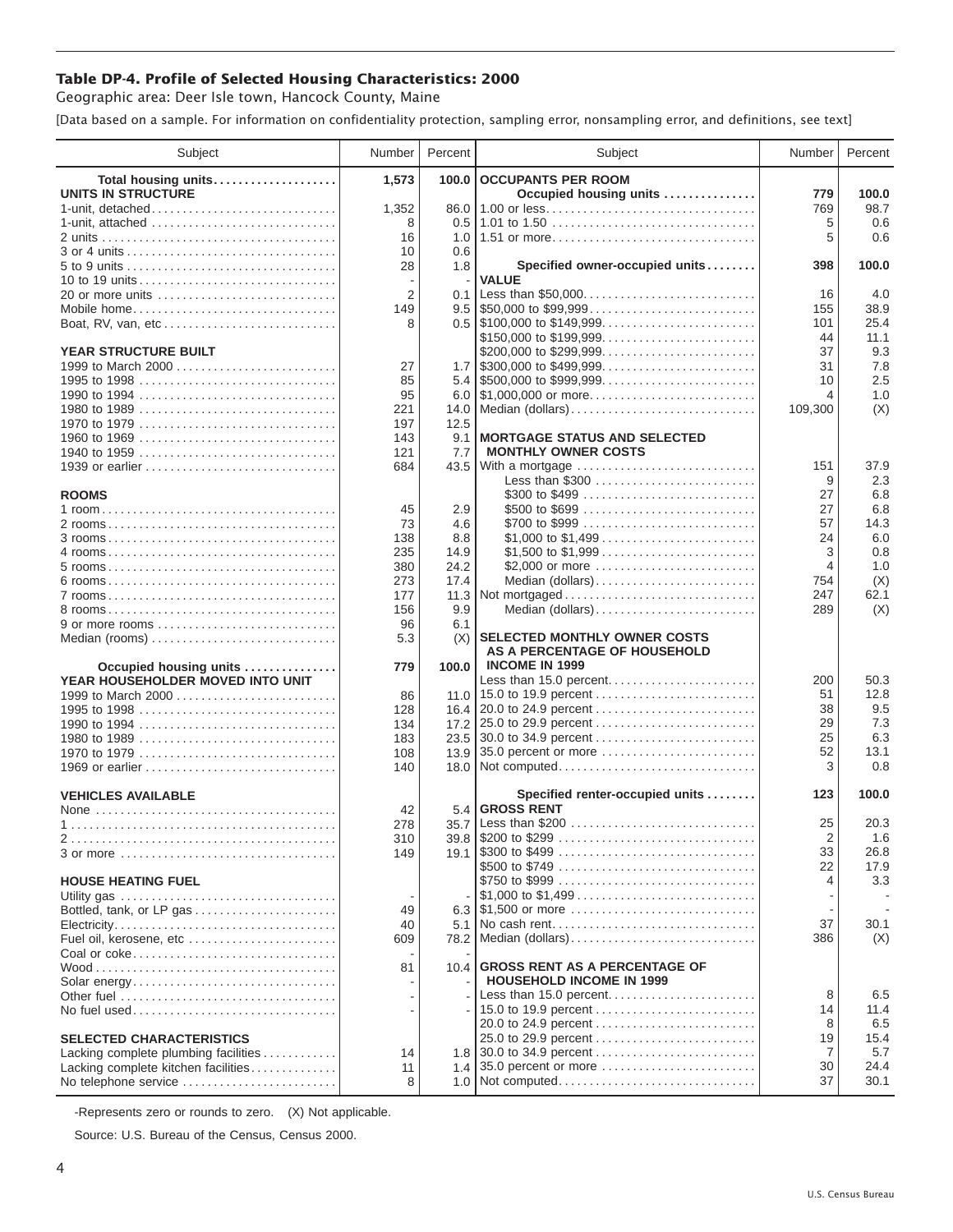# Table DP-4. Profile of Selected Housing Characteristics: 2000

Geographic area: Deer Isle town, Hancock County, Maine

[Data based on a sample. For information on confidentiality protection, sampling error, nonsampling error, and definitions, see text]

| Subject | Number | Percent |
|---|---|---|
| **Total housing units** | **1,573** | **100.0** |
| **UNITS IN STRUCTURE** | | |
| 1-unit, detached | 1,352 | 86.0 |
| 1-unit, attached | 8 | 0.5 |
| 2 units | 16 | 1.0 |
| 3 or 4 units | 10 | 0.6 |
| 5 to 9 units | 28 | 1.8 |
| 10 to 19 units | - | - |
| 20 or more units | 2 | 0.1 |
| Mobile home | 149 | 9.5 |
| Boat, RV, van, etc | 8 | 0.5 |
| **YEAR STRUCTURE BUILT** | | |
| 1999 to March 2000 | 27 | 1.7 |
| 1995 to 1998 | 85 | 5.4 |
| 1990 to 1994 | 95 | 6.0 |
| 1980 to 1989 | 221 | 14.0 |
| 1970 to 1979 | 197 | 12.5 |
| 1960 to 1969 | 143 | 9.1 |
| 1940 to 1959 | 121 | 7.7 |
| 1939 or earlier | 684 | 43.5 |
| **ROOMS** | | |
| 1 room | 45 | 2.9 |
| 2 rooms | 73 | 4.6 |
| 3 rooms | 138 | 8.8 |
| 4 rooms | 235 | 14.9 |
| 5 rooms | 380 | 24.2 |
| 6 rooms | 273 | 17.4 |
| 7 rooms | 177 | 11.3 |
| 8 rooms | 156 | 9.9 |
| 9 or more rooms | 96 | 6.1 |
| Median (rooms) | 5.3 | (X) |
| **Occupied housing units** | **779** | **100.0** |
| **YEAR HOUSEHOLDER MOVED INTO UNIT** | | |
| 1999 to March 2000 | 86 | 11.0 |
| 1995 to 1998 | 128 | 16.4 |
| 1990 to 1994 | 134 | 17.2 |
| 1980 to 1989 | 183 | 23.5 |
| 1970 to 1979 | 108 | 13.9 |
| 1969 or earlier | 140 | 18.0 |
| **VEHICLES AVAILABLE** | | |
| None | 42 | 5.4 |
| 1 | 278 | 35.7 |
| 2 | 310 | 39.8 |
| 3 or more | 149 | 19.1 |
| **HOUSE HEATING FUEL** | | |
| Utility gas | - | - |
| Bottled, tank, or LP gas | 49 | 6.3 |
| Electricity | 40 | 5.1 |
| Fuel oil, kerosene, etc | 609 | 78.2 |
| Coal or coke | - | - |
| Wood | 81 | 10.4 |
| Solar energy | - | - |
| Other fuel | - | - |
| No fuel used | - | - |
| **SELECTED CHARACTERISTICS** | | |
| Lacking complete plumbing facilities | 14 | 1.8 |
| Lacking complete kitchen facilities | 11 | 1.4 |
| No telephone service | 8 | 1.0 |

| Subject | Number | Percent |
|---|---|---|
| **OCCUPANTS PER ROOM** | | |
| **Occupied housing units** | **779** | **100.0** |
| 1.00 or less | 769 | 98.7 |
| 1.01 to 1.50 | 5 | 0.6 |
| 1.51 or more | 5 | 0.6 |
| **Specified owner-occupied units** | **398** | **100.0** |
| **VALUE** | | |
| Less than $50,000 | 16 | 4.0 |
| $50,000 to $99,999 | 155 | 38.9 |
| $100,000 to $149,999 | 101 | 25.4 |
| $150,000 to $199,999 | 44 | 11.1 |
| $200,000 to $299,999 | 37 | 9.3 |
| $300,000 to $499,999 | 31 | 7.8 |
| $500,000 to $999,999 | 10 | 2.5 |
| $1,000,000 or more | 4 | 1.0 |
| Median (dollars) | 109,300 | (X) |
| **MORTGAGE STATUS AND SELECTED MONTHLY OWNER COSTS** | | |
| With a mortgage | 151 | 37.9 |
| Less than $300 | 9 | 2.3 |
| $300 to $499 | 27 | 6.8 |
| $500 to $699 | 27 | 6.8 |
| $700 to $999 | 57 | 14.3 |
| $1,000 to $1,499 | 24 | 6.0 |
| $1,500 to $1,999 | 3 | 0.8 |
| $2,000 or more | 4 | 1.0 |
| Median (dollars) | 754 | (X) |
| Not mortgaged | 247 | 62.1 |
| Median (dollars) | 289 | (X) |
| **SELECTED MONTHLY OWNER COSTS AS A PERCENTAGE OF HOUSEHOLD INCOME IN 1999** | | |
| Less than 15.0 percent | 200 | 50.3 |
| 15.0 to 19.9 percent | 51 | 12.8 |
| 20.0 to 24.9 percent | 38 | 9.5 |
| 25.0 to 29.9 percent | 29 | 7.3 |
| 30.0 to 34.9 percent | 25 | 6.3 |
| 35.0 percent or more | 52 | 13.1 |
| Not computed | 3 | 0.8 |
| **Specified renter-occupied units** | **123** | **100.0** |
| **GROSS RENT** | | |
| Less than $200 | 25 | 20.3 |
| $200 to $299 | 2 | 1.6 |
| $300 to $499 | 33 | 26.8 |
| $500 to $749 | 22 | 17.9 |
| $750 to $999 | 4 | 3.3 |
| $1,000 to $1,499 | - | - |
| $1,500 or more | - | - |
| No cash rent | 37 | 30.1 |
| Median (dollars) | 386 | (X) |
| **GROSS RENT AS A PERCENTAGE OF HOUSEHOLD INCOME IN 1999** | | |
| Less than 15.0 percent | 8 | 6.5 |
| 15.0 to 19.9 percent | 14 | 11.4 |
| 20.0 to 24.9 percent | 8 | 6.5 |
| 25.0 to 29.9 percent | 19 | 15.4 |
| 30.0 to 34.9 percent | 7 | 5.7 |
| 35.0 percent or more | 30 | 24.4 |
| Not computed | 37 | 30.1 |

-Represents zero or rounds to zero. (X) Not applicable.

Source: U.S. Bureau of the Census, Census 2000.